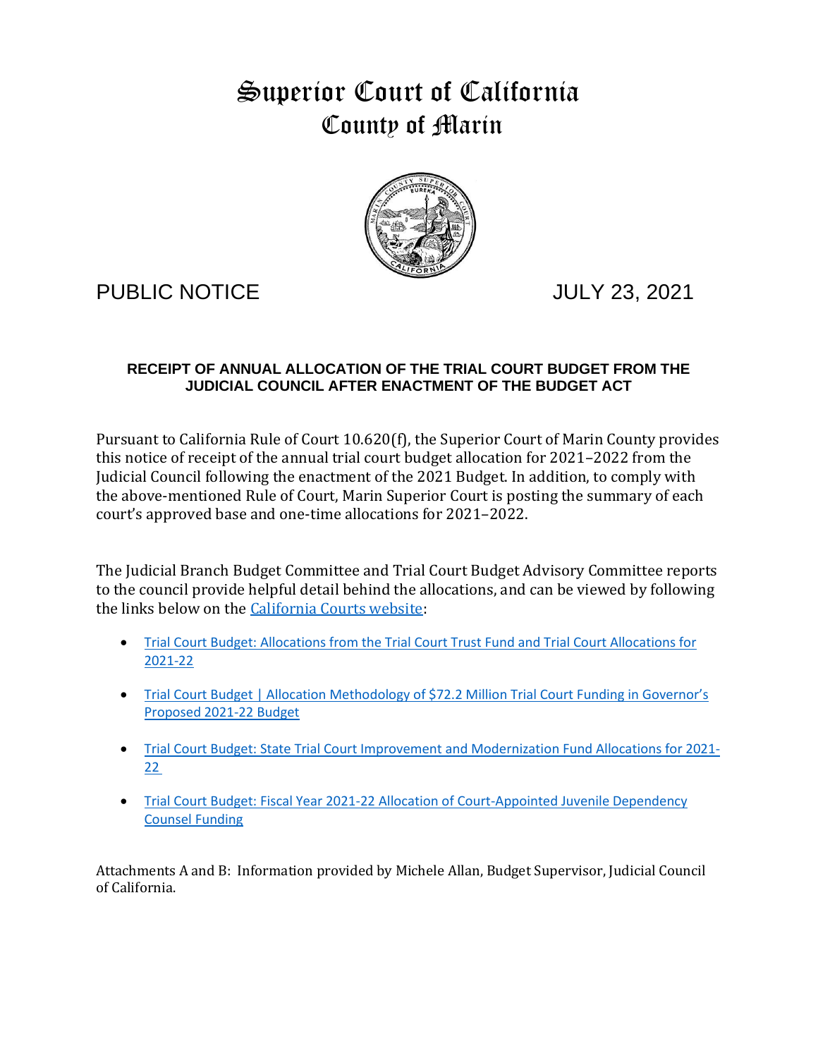# Superior Court of California
# County of Marin

PUBLIC NOTICE JULY 23, 2021

**RECEIPT OF ANNUAL ALLOCATION OF THE TRIAL COURT BUDGET FROM THE JUDICIAL COUNCIL AFTER ENACTMENT OF THE BUDGET ACT**

Pursuant to California Rule of Court 10.620(f), the Superior Court of Marin County provides this notice of receipt of the annual trial court budget allocation for 2021–2022 from the Judicial Council following the enactment of the 2021 Budget. In addition, to comply with the above-mentioned Rule of Court, Marin Superior Court is posting the summary of each court's approved base and one-time allocations for 2021–2022.

The Judicial Branch Budget Committee and Trial Court Budget Advisory Committee reports to the council provide helpful detail behind the allocations, and can be viewed by following the links below on the California Courts website:

- Trial Court Budget: Allocations from the Trial Court Trust Fund and Trial Court Allocations for 2021-22
- Trial Court Budget | Allocation Methodology of $72.2 Million Trial Court Funding in Governor's Proposed 2021-22 Budget
- Trial Court Budget: State Trial Court Improvement and Modernization Fund Allocations for 2021-22
- Trial Court Budget: Fiscal Year 2021-22 Allocation of Court-Appointed Juvenile Dependency Counsel Funding

Attachments A and B: Information provided by Michele Allan, Budget Supervisor, Judicial Council of California.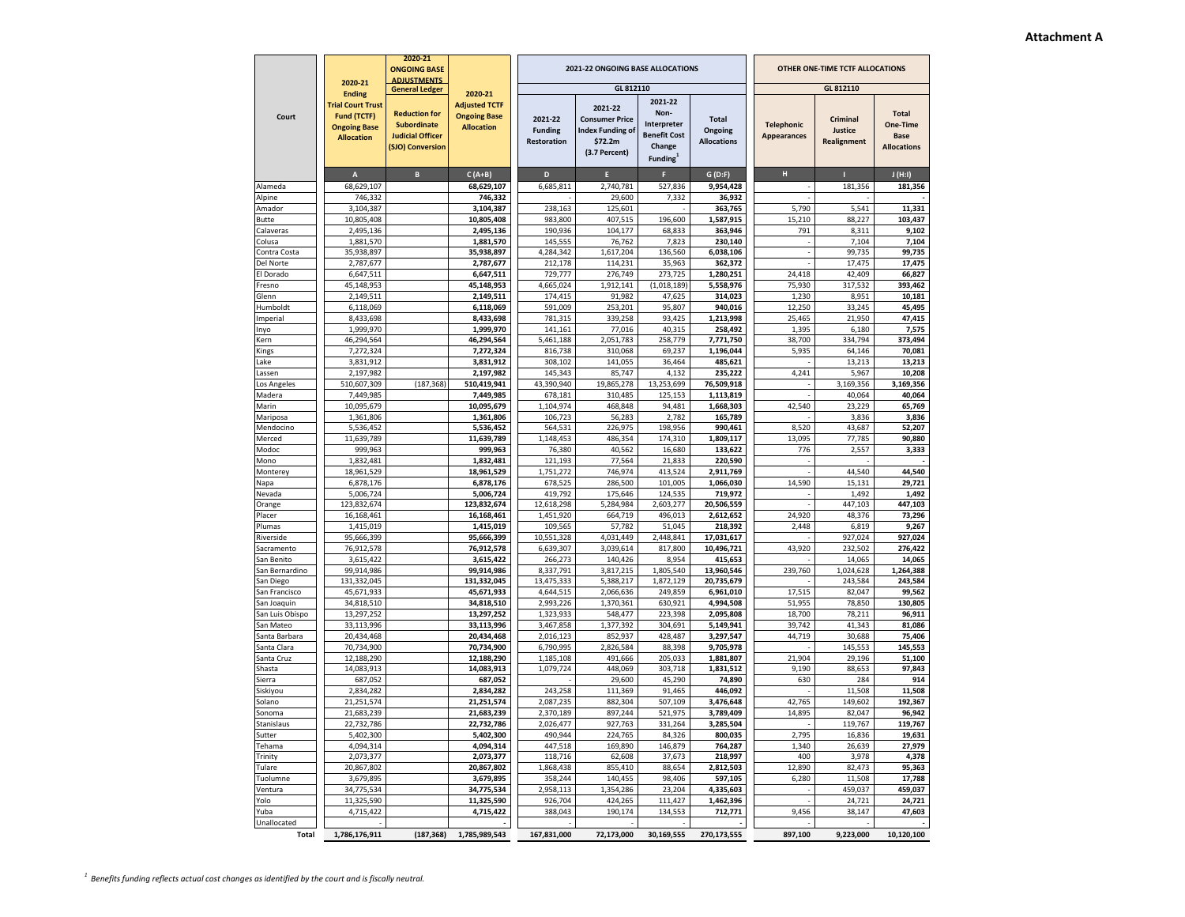**Attachment A**

| Court | 2020-21 Ending Trial Court Trust Fund (TCTF) Ongoing Base Allocation | 2020-21 ONGOING BASE ADJUSTMENTS General Ledger: Reduction for Subordinate Judicial Officer (SJO) Conversion | 2020-21 Adjusted TCTF Ongoing Base Allocation | 2021-22 ONGOING BASE ALLOCATIONS GL 812110: 2021-22 Funding Restoration | 2021-22 Consumer Price Index Funding of $72.2m (3.7 Percent) | 2021-22 Non-Interpreter Benefit Cost Change Funding[1] | Total Ongoing Allocations | OTHER ONE-TIME TCTF ALLOCATIONS GL 812110: Telephonic Appearances | Criminal Justice Realignment | Total One-Time Base Allocations |
|---|---|---|---|---|---|---|---|---|---|---|
| | A | B | C (A+B) | D | E | F | G (D:F) | H | I | J (H:I) |
| Alameda | 68,629,107 | | 68,629,107 | 6,685,811 | 2,740,781 | 527,836 | 9,954,428 | - | 181,356 | 181,356 |
| Alpine | 746,332 | | 746,332 | - | 29,600 | 7,332 | 36,932 | - | - | - |
| Amador | 3,104,387 | | 3,104,387 | 238,163 | 125,601 | - | 363,765 | 5,790 | 5,541 | 11,331 |
| Butte | 10,805,408 | | 10,805,408 | 983,800 | 407,515 | 196,600 | 1,587,915 | 15,210 | 88,227 | 103,437 |
| Calaveras | 2,495,136 | | 2,495,136 | 190,936 | 104,177 | 68,833 | 363,946 | 791 | 8,311 | 9,102 |
| Colusa | 1,881,570 | | 1,881,570 | 145,555 | 76,762 | 7,823 | 230,140 | - | 7,104 | 7,104 |
| Contra Costa | 35,938,897 | | 35,938,897 | 4,284,342 | 1,617,204 | 136,560 | 6,038,106 | - | 99,735 | 99,735 |
| Del Norte | 2,787,677 | | 2,787,677 | 212,178 | 114,231 | 35,963 | 362,372 | - | 17,475 | 17,475 |
| El Dorado | 6,647,511 | | 6,647,511 | 729,777 | 276,749 | 273,725 | 1,280,251 | 24,418 | 42,409 | 66,827 |
| Fresno | 45,148,953 | | 45,148,953 | 4,665,024 | 1,912,141 | (1,018,189) | 5,558,976 | 75,930 | 317,532 | 393,462 |
| Glenn | 2,149,511 | | 2,149,511 | 174,415 | 91,982 | 47,625 | 314,023 | 1,230 | 8,951 | 10,181 |
| Humboldt | 6,118,069 | | 6,118,069 | 591,009 | 253,201 | 95,807 | 940,016 | 12,250 | 33,245 | 45,495 |
| Imperial | 8,433,698 | | 8,433,698 | 781,315 | 339,258 | 93,425 | 1,213,998 | 25,465 | 21,950 | 47,415 |
| Inyo | 1,999,970 | | 1,999,970 | 141,161 | 77,016 | 40,315 | 258,492 | 1,395 | 6,180 | 7,575 |
| Kern | 46,294,564 | | 46,294,564 | 5,461,188 | 2,051,783 | 258,779 | 7,771,750 | 38,700 | 334,794 | 373,494 |
| Kings | 7,272,324 | | 7,272,324 | 816,738 | 310,068 | 69,237 | 1,196,044 | 5,935 | 64,146 | 70,081 |
| Lake | 3,831,912 | | 3,831,912 | 308,102 | 141,055 | 36,464 | 485,621 | - | 13,213 | 13,213 |
| Lassen | 2,197,982 | | 2,197,982 | 145,343 | 85,747 | 4,132 | 235,222 | 4,241 | 5,967 | 10,208 |
| Los Angeles | 510,607,309 | (187,368) | 510,419,941 | 43,390,940 | 19,865,278 | 13,253,699 | 76,509,918 | - | 3,169,356 | 3,169,356 |
| Madera | 7,449,985 | | 7,449,985 | 678,181 | 310,485 | 125,153 | 1,113,819 | - | 40,064 | 40,064 |
| Marin | 10,095,679 | | 10,095,679 | 1,104,974 | 468,848 | 94,481 | 1,668,303 | 42,540 | 23,229 | 65,769 |
| Mariposa | 1,361,806 | | 1,361,806 | 106,723 | 56,283 | 2,782 | 165,789 | - | 3,836 | 3,836 |
| Mendocino | 5,536,452 | | 5,536,452 | 564,531 | 226,975 | 198,956 | 990,461 | 8,520 | 43,687 | 52,207 |
| Merced | 11,639,789 | | 11,639,789 | 1,148,453 | 486,354 | 174,310 | 1,809,117 | 13,095 | 77,785 | 90,880 |
| Modoc | 999,963 | | 999,963 | 76,380 | 40,562 | 16,680 | 133,622 | 776 | 2,557 | 3,333 |
| Mono | 1,832,481 | | 1,832,481 | 121,193 | 77,564 | 21,833 | 220,590 | - | - | - |
| Monterey | 18,961,529 | | 18,961,529 | 1,751,272 | 746,974 | 413,524 | 2,911,769 | - | 44,540 | 44,540 |
| Napa | 6,878,176 | | 6,878,176 | 678,525 | 286,500 | 101,005 | 1,066,030 | 14,590 | 15,131 | 29,721 |
| Nevada | 5,006,724 | | 5,006,724 | 419,792 | 175,646 | 124,535 | 719,972 | - | 1,492 | 1,492 |
| Orange | 123,832,674 | | 123,832,674 | 12,618,298 | 5,284,984 | 2,603,277 | 20,506,559 | - | 447,103 | 447,103 |
| Placer | 16,168,461 | | 16,168,461 | 1,451,920 | 664,719 | 496,013 | 2,612,652 | 24,920 | 48,376 | 73,296 |
| Plumas | 1,415,019 | | 1,415,019 | 109,565 | 57,782 | 51,045 | 218,392 | 2,448 | 6,819 | 9,267 |
| Riverside | 95,666,399 | | 95,666,399 | 10,551,328 | 4,031,449 | 2,448,841 | 17,031,617 | - | 927,024 | 927,024 |
| Sacramento | 76,912,578 | | 76,912,578 | 6,639,307 | 3,039,614 | 817,800 | 10,496,721 | 43,920 | 232,502 | 276,422 |
| San Benito | 3,615,422 | | 3,615,422 | 266,273 | 140,426 | 8,954 | 415,653 | - | 14,065 | 14,065 |
| San Bernardino | 99,914,986 | | 99,914,986 | 8,337,791 | 3,817,215 | 1,805,540 | 13,960,546 | 239,760 | 1,024,628 | 1,264,388 |
| San Diego | 131,332,045 | | 131,332,045 | 13,475,333 | 5,388,217 | 1,872,129 | 20,735,679 | - | 243,584 | 243,584 |
| San Francisco | 45,671,933 | | 45,671,933 | 4,644,515 | 2,066,636 | 249,859 | 6,961,010 | 17,515 | 82,047 | 99,562 |
| San Joaquin | 34,818,510 | | 34,818,510 | 2,993,226 | 1,370,361 | 630,921 | 4,994,508 | 51,955 | 78,850 | 130,805 |
| San Luis Obispo | 13,297,252 | | 13,297,252 | 1,323,933 | 548,477 | 223,398 | 2,095,808 | 18,700 | 78,211 | 96,911 |
| San Mateo | 33,113,996 | | 33,113,996 | 3,467,858 | 1,377,392 | 304,691 | 5,149,941 | 39,742 | 41,343 | 81,086 |
| Santa Barbara | 20,434,468 | | 20,434,468 | 2,016,123 | 852,937 | 428,487 | 3,297,547 | 44,719 | 30,688 | 75,406 |
| Santa Clara | 70,734,900 | | 70,734,900 | 6,790,995 | 2,826,584 | 88,398 | 9,705,978 | - | 145,553 | 145,553 |
| Santa Cruz | 12,188,290 | | 12,188,290 | 1,185,108 | 491,666 | 205,033 | 1,881,807 | 21,904 | 29,196 | 51,100 |
| Shasta | 14,083,913 | | 14,083,913 | 1,079,724 | 448,069 | 303,718 | 1,831,512 | 9,190 | 88,653 | 97,843 |
| Sierra | 687,052 | | 687,052 | - | 29,600 | 45,290 | 74,890 | 630 | 284 | 914 |
| Siskiyou | 2,834,282 | | 2,834,282 | 243,258 | 111,369 | 91,465 | 446,092 | - | 11,508 | 11,508 |
| Solano | 21,251,574 | | 21,251,574 | 2,087,235 | 882,304 | 507,109 | 3,476,648 | 42,765 | 149,602 | 192,367 |
| Sonoma | 21,683,239 | | 21,683,239 | 2,370,189 | 897,244 | 521,975 | 3,789,409 | 14,895 | 82,047 | 96,942 |
| Stanislaus | 22,732,786 | | 22,732,786 | 2,026,477 | 927,763 | 331,264 | 3,285,504 | - | 119,767 | 119,767 |
| Sutter | 5,402,300 | | 5,402,300 | 490,944 | 224,765 | 84,326 | 800,035 | 2,795 | 16,836 | 19,631 |
| Tehama | 4,094,314 | | 4,094,314 | 447,518 | 169,890 | 146,879 | 764,287 | 1,340 | 26,639 | 27,979 |
| Trinity | 2,073,377 | | 2,073,377 | 118,716 | 62,608 | 37,673 | 218,997 | 400 | 3,978 | 4,378 |
| Tulare | 20,867,802 | | 20,867,802 | 1,868,438 | 855,410 | 88,654 | 2,812,503 | 12,890 | 82,473 | 95,363 |
| Tuolumne | 3,679,895 | | 3,679,895 | 358,244 | 140,455 | 98,406 | 597,105 | 6,280 | 11,508 | 17,788 |
| Ventura | 34,775,534 | | 34,775,534 | 2,958,113 | 1,354,286 | 23,204 | 4,335,603 | - | 459,037 | 459,037 |
| Yolo | 11,325,590 | | 11,325,590 | 926,704 | 424,265 | 111,427 | 1,462,396 | - | 24,721 | 24,721 |
| Yuba | 4,715,422 | | 4,715,422 | 388,043 | 190,174 | 134,553 | 712,771 | 9,456 | 38,147 | 47,603 |
| Unallocated | - | | - | - | - | - | - | - | - | - |
| **Total** | **1,786,176,911** | **(187,368)** | **1,785,989,543** | **167,831,000** | **72,173,000** | **30,169,555** | **270,173,555** | **897,100** | **9,223,000** | **10,120,100** |

[1] *Benefits funding reflects actual cost changes as identified by the court and is fiscally neutral.*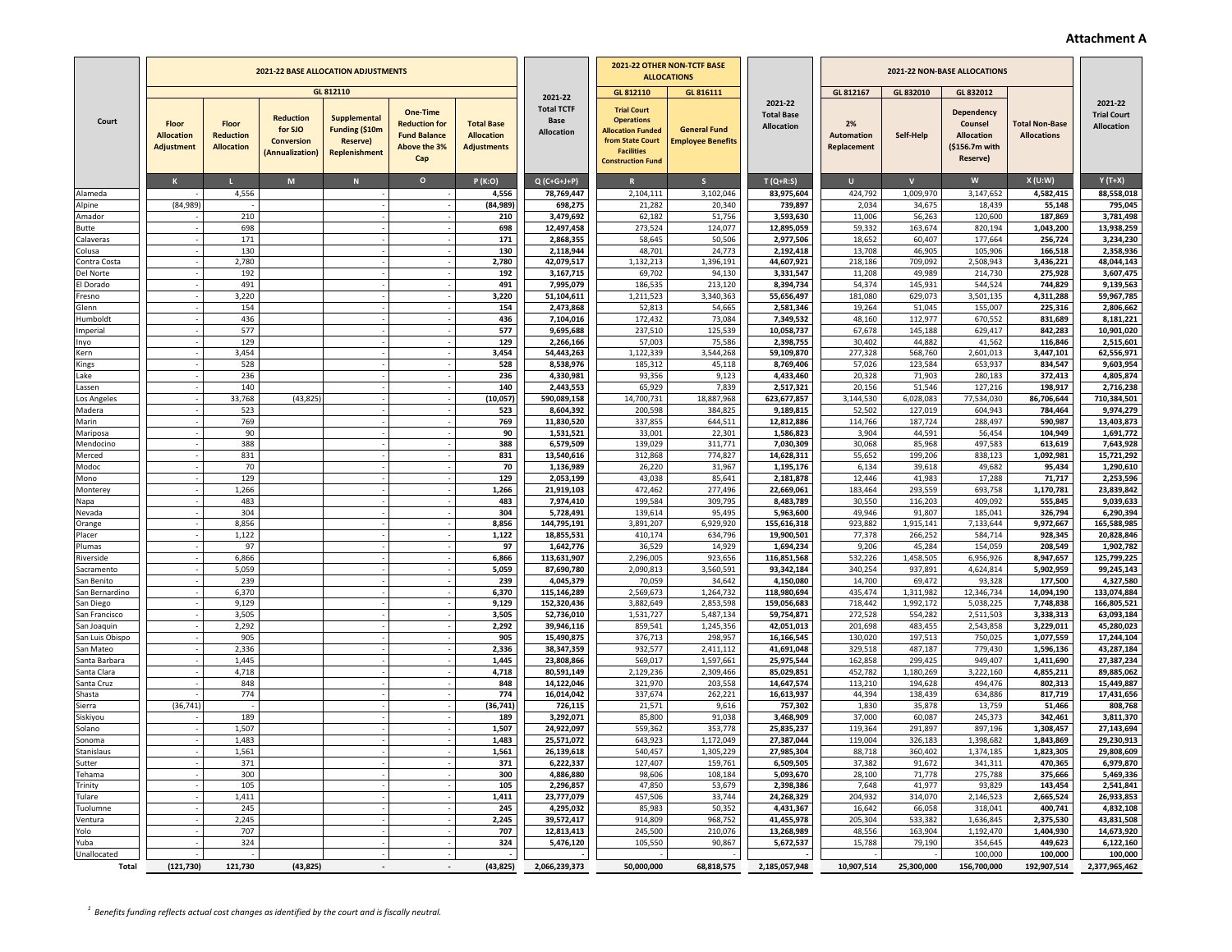## Attachment A

| Court | 2021-22 BASE ALLOCATION ADJUSTMENTS | | | | | | 2021-22 Total TCTF Base Allocation | 2021-22 OTHER NON-TCTF BASE ALLOCATIONS | | 2021-22 Total Base Allocation | 2021-22 NON-BASE ALLOCATIONS | | | | 2021-22 Total Trial Court Allocation |
|---|---|---|---|---|---|---|---|---|---|---|---|---|---|---|---|
| | GL 812110 | | | | | | | GL 812110 | GL 816111 | | GL 812167 | GL 832010 | GL 832012 | | |
| | Floor Allocation Adjustment | Floor Reduction Allocation | Reduction for SJO Conversion (Annualization) | Supplemental Funding ($10m Reserve) Replenishment | One-Time Reduction for Fund Balance Above the 3% Cap | Total Base Allocation Adjustments | | Trial Court Operations Allocation Funded from State Court Facilities Construction Fund | General Fund Employee Benefits | | 2% Automation Replacement | Self-Help | Dependency Counsel Allocation ($156.7m with Reserve) | Total Non-Base Allocations | |
| | K | L | M | N | O | P (K:O) | Q (C+G+J+P) | R | S | T (Q+R:S) | U | V | W | X (U:W) | Y (T+X) |
| Alameda | - | 4,556 | | - | - | 4,556 | 78,769,447 | 2,104,111 | 3,102,046 | 83,975,604 | 424,792 | 1,009,970 | 3,147,652 | 4,582,415 | 88,558,018 |
| Alpine | (84,989) | - | | - | - | (84,989) | 698,275 | 21,282 | 20,340 | 739,897 | 2,034 | 34,675 | 18,439 | 55,148 | 795,045 |
| Amador | - | 210 | | - | - | 210 | 3,479,692 | 62,182 | 51,756 | 3,593,630 | 11,006 | 56,263 | 120,600 | 187,869 | 3,781,498 |
| Butte | - | 698 | | - | - | 698 | 12,497,458 | 273,524 | 124,077 | 12,895,059 | 59,332 | 163,674 | 820,194 | 1,043,200 | 13,938,259 |
| Calaveras | - | 171 | | - | - | 171 | 2,868,355 | 58,645 | 50,506 | 2,977,506 | 18,652 | 60,407 | 177,664 | 256,724 | 3,234,230 |
| Colusa | - | 130 | | - | - | 130 | 2,118,944 | 48,701 | 24,773 | 2,192,418 | 13,708 | 46,905 | 105,906 | 166,518 | 2,358,936 |
| Contra Costa | - | 2,780 | | - | - | 2,780 | 42,079,517 | 1,132,213 | 1,396,191 | 44,607,921 | 218,186 | 709,092 | 2,508,943 | 3,436,221 | 48,044,143 |
| Del Norte | - | 192 | | - | - | 192 | 3,167,715 | 69,702 | 94,130 | 3,331,547 | 11,208 | 49,989 | 214,730 | 275,928 | 3,607,475 |
| El Dorado | - | 491 | | - | - | 491 | 7,995,079 | 186,535 | 213,120 | 8,394,734 | 54,374 | 145,931 | 544,524 | 744,829 | 9,139,563 |
| Fresno | - | 3,220 | | - | - | 3,220 | 51,104,611 | 1,211,523 | 3,340,363 | 55,656,497 | 181,080 | 629,073 | 3,501,135 | 4,311,288 | 59,967,785 |
| Glenn | - | 154 | | - | - | 154 | 2,473,868 | 52,813 | 54,665 | 2,581,346 | 19,264 | 51,045 | 155,007 | 225,316 | 2,806,662 |
| Humboldt | - | 436 | | - | - | 436 | 7,104,016 | 172,432 | 73,084 | 7,349,532 | 48,160 | 112,977 | 670,552 | 831,689 | 8,181,221 |
| Imperial | - | 577 | | - | - | 577 | 9,695,688 | 237,510 | 125,539 | 10,058,737 | 67,678 | 145,188 | 629,417 | 842,283 | 10,901,020 |
| Inyo | - | 129 | | - | - | 129 | 2,266,166 | 57,003 | 75,586 | 2,398,755 | 30,402 | 44,882 | 41,562 | 116,846 | 2,515,601 |
| Kern | - | 3,454 | | - | - | 3,454 | 54,443,263 | 1,122,339 | 3,544,268 | 59,109,870 | 277,328 | 568,760 | 2,601,013 | 3,447,101 | 62,556,971 |
| Kings | - | 528 | | - | - | 528 | 8,538,976 | 185,312 | 45,118 | 8,769,406 | 57,026 | 123,584 | 653,937 | 834,547 | 9,603,954 |
| Lake | - | 236 | | - | - | 236 | 4,330,981 | 93,356 | 9,123 | 4,433,460 | 20,328 | 71,903 | 280,183 | 372,413 | 4,805,874 |
| Lassen | - | 140 | | - | - | 140 | 2,443,553 | 65,929 | 7,839 | 2,517,321 | 20,156 | 51,546 | 127,216 | 198,917 | 2,716,238 |
| Los Angeles | - | 33,768 | (43,825) | - | - | (10,057) | 590,089,158 | 14,700,731 | 18,887,968 | 623,677,857 | 3,144,530 | 6,028,083 | 77,534,030 | 86,706,644 | 710,384,501 |
| Madera | - | 523 | | - | - | 523 | 8,604,392 | 200,598 | 384,825 | 9,189,815 | 52,502 | 127,019 | 604,943 | 784,464 | 9,974,279 |
| Marin | - | 769 | | - | - | 769 | 11,830,520 | 337,855 | 644,511 | 12,812,886 | 114,766 | 187,724 | 288,497 | 590,987 | 13,403,873 |
| Mariposa | - | 90 | | - | - | 90 | 1,531,521 | 33,001 | 22,301 | 1,586,823 | 3,904 | 44,591 | 56,454 | 104,949 | 1,691,772 |
| Mendocino | - | 388 | | - | - | 388 | 6,579,509 | 139,029 | 311,771 | 7,030,309 | 30,068 | 85,968 | 497,583 | 613,619 | 7,643,928 |
| Merced | - | 831 | | - | - | 831 | 13,540,616 | 312,868 | 774,827 | 14,628,311 | 55,652 | 199,206 | 838,123 | 1,092,981 | 15,721,292 |
| Modoc | - | 70 | | - | - | 70 | 1,136,989 | 26,220 | 31,967 | 1,195,176 | 6,134 | 39,618 | 49,682 | 95,434 | 1,290,610 |
| Mono | - | 129 | | - | - | 129 | 2,053,199 | 43,038 | 85,641 | 2,181,878 | 12,446 | 41,983 | 17,288 | 71,717 | 2,253,596 |
| Monterey | - | 1,266 | | - | - | 1,266 | 21,919,103 | 472,462 | 277,496 | 22,669,061 | 183,464 | 293,559 | 693,758 | 1,170,781 | 23,839,842 |
| Napa | - | 483 | | - | - | 483 | 7,974,410 | 199,584 | 309,795 | 8,483,789 | 30,550 | 116,203 | 409,092 | 555,845 | 9,039,633 |
| Nevada | - | 304 | | - | - | 304 | 5,728,491 | 139,614 | 95,495 | 5,963,600 | 49,946 | 91,807 | 185,041 | 326,794 | 6,290,394 |
| Orange | - | 8,856 | | - | - | 8,856 | 144,795,191 | 3,891,207 | 6,929,920 | 155,616,318 | 923,882 | 1,915,141 | 7,133,644 | 9,972,667 | 165,588,985 |
| Placer | - | 1,122 | | - | - | 1,122 | 18,855,531 | 410,174 | 634,796 | 19,900,501 | 77,378 | 266,252 | 584,714 | 928,345 | 20,828,846 |
| Plumas | - | 97 | | - | - | 97 | 1,642,776 | 36,529 | 14,929 | 1,694,234 | 9,206 | 45,284 | 154,059 | 208,549 | 1,902,782 |
| Riverside | - | 6,866 | | - | - | 6,866 | 113,631,907 | 2,296,005 | 923,656 | 116,851,568 | 532,226 | 1,458,505 | 6,956,926 | 8,947,657 | 125,799,225 |
| Sacramento | - | 5,059 | | - | - | 5,059 | 87,690,780 | 2,090,813 | 3,560,591 | 93,342,184 | 340,254 | 937,891 | 4,624,814 | 5,902,959 | 99,245,143 |
| San Benito | - | 239 | | - | - | 239 | 4,045,379 | 70,059 | 34,642 | 4,150,080 | 14,700 | 69,472 | 93,328 | 177,500 | 4,327,580 |
| San Bernardino | - | 6,370 | | - | - | 6,370 | 115,146,289 | 2,569,673 | 1,264,732 | 118,980,694 | 435,474 | 1,311,982 | 12,346,734 | 14,094,190 | 133,074,884 |
| San Diego | - | 9,129 | | - | - | 9,129 | 152,320,436 | 3,882,649 | 2,853,598 | 159,056,683 | 718,442 | 1,992,172 | 5,038,225 | 7,748,838 | 166,805,521 |
| San Francisco | - | 3,505 | | - | - | 3,505 | 52,736,010 | 1,531,727 | 5,487,134 | 59,754,871 | 272,528 | 554,282 | 2,511,503 | 3,338,313 | 63,093,184 |
| San Joaquin | - | 2,292 | | - | - | 2,292 | 39,946,116 | 859,541 | 1,245,356 | 42,051,013 | 201,698 | 483,455 | 2,543,858 | 3,229,011 | 45,280,023 |
| San Luis Obispo | - | 905 | | - | - | 905 | 15,490,875 | 376,713 | 298,957 | 16,166,545 | 130,020 | 197,513 | 750,025 | 1,077,559 | 17,244,104 |
| San Mateo | - | 2,336 | | - | - | 2,336 | 38,347,359 | 932,577 | 2,411,112 | 41,691,048 | 329,518 | 487,187 | 779,430 | 1,596,136 | 43,287,184 |
| Santa Barbara | - | 1,445 | | - | - | 1,445 | 23,808,866 | 569,017 | 1,597,661 | 25,975,544 | 162,858 | 299,425 | 949,407 | 1,411,690 | 27,387,234 |
| Santa Clara | - | 4,718 | | - | - | 4,718 | 80,591,149 | 2,129,236 | 2,309,466 | 85,029,851 | 452,782 | 1,180,269 | 3,222,160 | 4,855,211 | 89,885,062 |
| Santa Cruz | - | 848 | | - | - | 848 | 14,122,046 | 321,970 | 203,558 | 14,647,574 | 113,210 | 194,628 | 494,476 | 802,313 | 15,449,887 |
| Shasta | - | 774 | | - | - | 774 | 16,014,042 | 337,674 | 262,221 | 16,613,937 | 44,394 | 138,439 | 634,886 | 817,719 | 17,431,656 |
| Sierra | (36,741) | - | | - | - | (36,741) | 726,115 | 21,571 | 9,616 | 757,302 | 1,830 | 35,878 | 13,759 | 51,466 | 808,768 |
| Siskiyou | - | 189 | | - | - | 189 | 3,292,071 | 85,800 | 91,038 | 3,468,909 | 37,000 | 60,087 | 245,373 | 342,461 | 3,811,370 |
| Solano | - | 1,507 | | - | - | 1,507 | 24,922,097 | 559,362 | 353,778 | 25,835,237 | 119,364 | 291,897 | 897,196 | 1,308,457 | 27,143,694 |
| Sonoma | - | 1,483 | | - | - | 1,483 | 25,571,072 | 643,923 | 1,172,049 | 27,387,044 | 119,004 | 326,183 | 1,398,682 | 1,843,869 | 29,230,913 |
| Stanislaus | - | 1,561 | | - | - | 1,561 | 26,139,618 | 540,457 | 1,305,229 | 27,985,304 | 88,718 | 360,402 | 1,374,185 | 1,823,305 | 29,808,609 |
| Sutter | - | 371 | | - | - | 371 | 6,222,337 | 127,407 | 159,761 | 6,509,505 | 37,382 | 91,672 | 341,311 | 470,365 | 6,979,870 |
| Tehama | - | 300 | | - | - | 300 | 4,886,880 | 98,606 | 108,184 | 5,093,670 | 28,100 | 71,778 | 275,788 | 375,666 | 5,469,336 |
| Trinity | - | 105 | | - | - | 105 | 2,296,857 | 47,850 | 53,679 | 2,398,386 | 7,648 | 41,977 | 93,829 | 143,454 | 2,541,841 |
| Tulare | - | 1,411 | | - | - | 1,411 | 23,777,079 | 457,506 | 33,744 | 24,268,329 | 204,932 | 314,070 | 2,146,523 | 2,665,524 | 26,933,853 |
| Tuolumne | - | 245 | | - | - | 245 | 4,295,032 | 85,983 | 50,352 | 4,431,367 | 16,642 | 66,058 | 318,041 | 400,741 | 4,832,108 |
| Ventura | - | 2,245 | | - | - | 2,245 | 39,572,417 | 914,809 | 968,752 | 41,455,978 | 205,304 | 533,382 | 1,636,845 | 2,375,530 | 43,831,508 |
| Yolo | - | 707 | | - | - | 707 | 12,813,413 | 245,500 | 210,076 | 13,268,989 | 48,556 | 163,904 | 1,192,470 | 1,404,930 | 14,673,920 |
| Yuba | - | 324 | | - | - | 324 | 5,476,120 | 105,550 | 90,867 | 5,672,537 | 15,788 | 79,190 | 354,645 | 449,623 | 6,122,160 |
| Unallocated | | - | | | | - | - | - | - | - | - | - | 100,000 | 100,000 | 100,000 |
| **Total** | **(121,730)** | **121,730** | **(43,825)** | **-** | **-** | **(43,825)** | **2,066,239,373** | **50,000,000** | **68,818,575** | **2,185,057,948** | **10,907,514** | **25,300,000** | **156,700,000** | **192,907,514** | **2,377,965,462** |

[1] *Benefits funding reflects actual cost changes as identified by the court and is fiscally neutral.*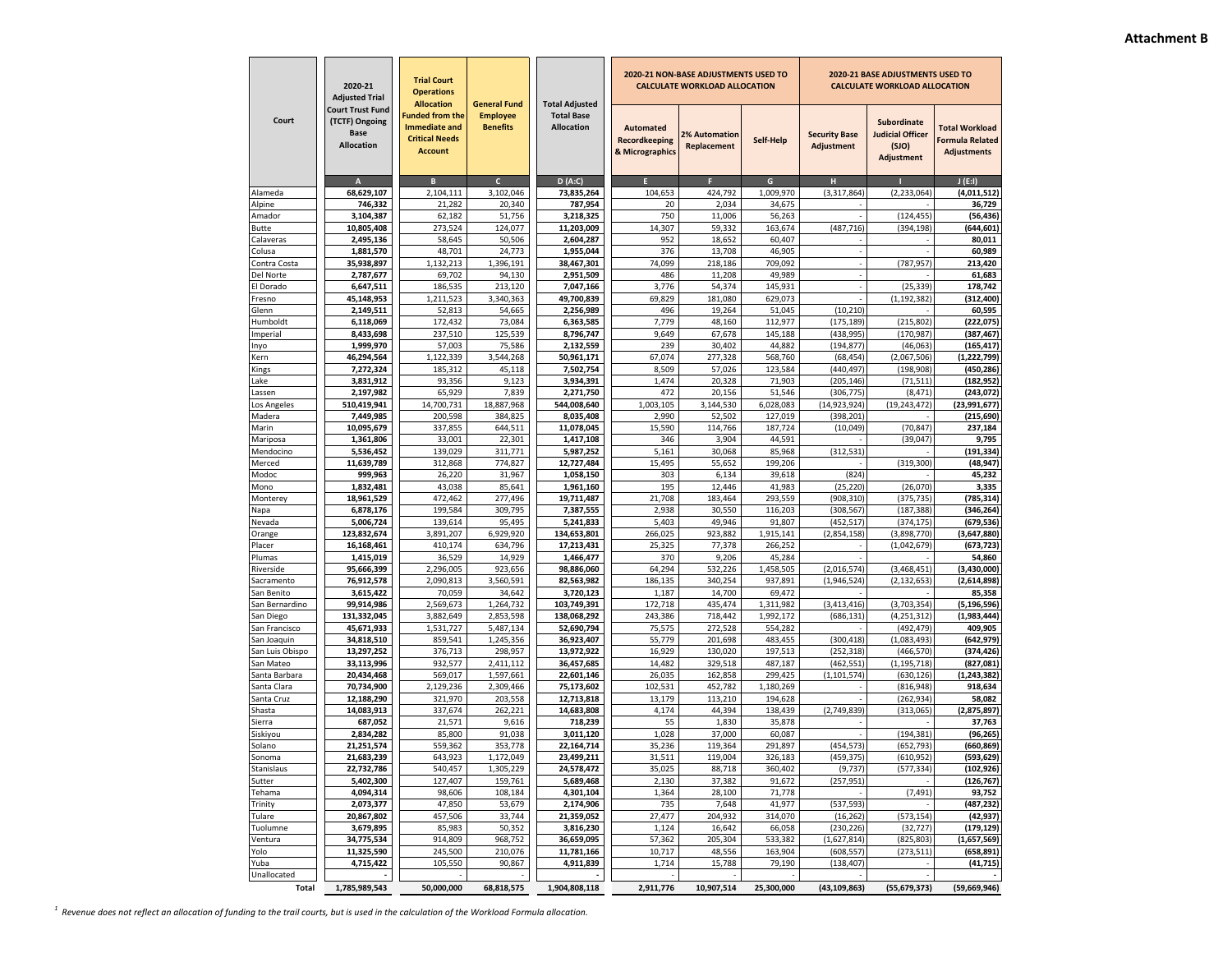# Attachment B

| Court | 2020-21 Adjusted Trial Court Trust Fund (TCTF) Ongoing Base Allocation | Trial Court Operations Allocation Funded from the Immediate and Critical Needs Account | General Fund Employee Benefits | Total Adjusted Total Base Allocation | 2020-21 NON-BASE ADJUSTMENTS USED TO CALCULATE WORKLOAD ALLOCATION | | | 2020-21 BASE ADJUSTMENTS USED TO CALCULATE WORKLOAD ALLOCATION | | |
|---|---|---|---|---|---|---|---|---|---|---|
| | | | | | Automated Recordkeeping & Micrographics | 2% Automation Replacement | Self-Help | Security Base Adjustment | Subordinate Judicial Officer (SJO) Adjustment | Total Workload Formula Related Adjustments |
| | A | B | C | D (A:C) | E | F | G | H | I | J (E:I) |
| Alameda | **68,629,107** | 2,104,111 | 3,102,046 | **73,835,264** | 104,653 | 424,792 | 1,009,970 | (3,317,864) | (2,233,064) | **(4,011,512)** |
| Alpine | **746,332** | 21,282 | 20,340 | **787,954** | 20 | 2,034 | 34,675 | - | - | **36,729** |
| Amador | **3,104,387** | 62,182 | 51,756 | **3,218,325** | 750 | 11,006 | 56,263 | - | (124,455) | **(56,436)** |
| Butte | **10,805,408** | 273,524 | 124,077 | **11,203,009** | 14,307 | 59,332 | 163,674 | (487,716) | (394,198) | **(644,601)** |
| Calaveras | **2,495,136** | 58,645 | 50,506 | **2,604,287** | 952 | 18,652 | 60,407 | - | - | **80,011** |
| Colusa | **1,881,570** | 48,701 | 24,773 | **1,955,044** | 376 | 13,708 | 46,905 | - | - | **60,989** |
| Contra Costa | **35,938,897** | 1,132,213 | 1,396,191 | **38,467,301** | 74,099 | 218,186 | 709,092 | - | (787,957) | **213,420** |
| Del Norte | **2,787,677** | 69,702 | 94,130 | **2,951,509** | 486 | 11,208 | 49,989 | - | - | **61,683** |
| El Dorado | **6,647,511** | 186,535 | 213,120 | **7,047,166** | 3,776 | 54,374 | 145,931 | - | (25,339) | **178,742** |
| Fresno | **45,148,953** | 1,211,523 | 3,340,363 | **49,700,839** | 69,829 | 181,080 | 629,073 | - | (1,192,382) | **(312,400)** |
| Glenn | **2,149,511** | 52,813 | 54,665 | **2,256,989** | 496 | 19,264 | 51,045 | (10,210) | - | **60,595** |
| Humboldt | **6,118,069** | 172,432 | 73,084 | **6,363,585** | 7,779 | 48,160 | 112,977 | (175,189) | (215,802) | **(222,075)** |
| Imperial | **8,433,698** | 237,510 | 125,539 | **8,796,747** | 9,649 | 67,678 | 145,188 | (438,995) | (170,987) | **(387,467)** |
| Inyo | **1,999,970** | 57,003 | 75,586 | **2,132,559** | 239 | 30,402 | 44,882 | (194,877) | (46,063) | **(165,417)** |
| Kern | **46,294,564** | 1,122,339 | 3,544,268 | **50,961,171** | 67,074 | 277,328 | 568,760 | (68,454) | (2,067,506) | **(1,222,799)** |
| Kings | **7,272,324** | 185,312 | 45,118 | **7,502,754** | 8,509 | 57,026 | 123,584 | (440,497) | (198,908) | **(450,286)** |
| Lake | **3,831,912** | 93,356 | 9,123 | **3,934,391** | 1,474 | 20,328 | 71,903 | (205,146) | (71,511) | **(182,952)** |
| Lassen | **2,197,982** | 65,929 | 7,839 | **2,271,750** | 472 | 20,156 | 51,546 | (306,775) | (8,471) | **(243,072)** |
| Los Angeles | **510,419,941** | 14,700,731 | 18,887,968 | **544,008,640** | 1,003,105 | 3,144,530 | 6,028,083 | (14,923,924) | (19,243,472) | **(23,991,677)** |
| Madera | **7,449,985** | 200,598 | 384,825 | **8,035,408** | 2,990 | 52,502 | 127,019 | (398,201) | - | **(215,690)** |
| Marin | **10,095,679** | 337,855 | 644,511 | **11,078,045** | 15,590 | 114,766 | 187,724 | (10,049) | (70,847) | **237,184** |
| Mariposa | **1,361,806** | 33,001 | 22,301 | **1,417,108** | 346 | 3,904 | 44,591 | - | (39,047) | **9,795** |
| Mendocino | **5,536,452** | 139,029 | 311,771 | **5,987,252** | 5,161 | 30,068 | 85,968 | (312,531) | - | **(191,334)** |
| Merced | **11,639,789** | 312,868 | 774,827 | **12,727,484** | 15,495 | 55,652 | 199,206 | - | (319,300) | **(48,947)** |
| Modoc | **999,963** | 26,220 | 31,967 | **1,058,150** | 303 | 6,134 | 39,618 | (824) | - | **45,232** |
| Mono | **1,832,481** | 43,038 | 85,641 | **1,961,160** | 195 | 12,446 | 41,983 | (25,220) | (26,070) | **3,335** |
| Monterey | **18,961,529** | 472,462 | 277,496 | **19,711,487** | 21,708 | 183,464 | 293,559 | (908,310) | (375,735) | **(785,314)** |
| Napa | **6,878,176** | 199,584 | 309,795 | **7,387,555** | 2,938 | 30,550 | 116,203 | (308,567) | (187,388) | **(346,264)** |
| Nevada | **5,006,724** | 139,614 | 95,495 | **5,241,833** | 5,403 | 49,946 | 91,807 | (452,517) | (374,175) | **(679,536)** |
| Orange | **123,832,674** | 3,891,207 | 6,929,920 | **134,653,801** | 266,025 | 923,882 | 1,915,141 | (2,854,158) | (3,898,770) | **(3,647,880)** |
| Placer | **16,168,461** | 410,174 | 634,796 | **17,213,431** | 25,325 | 77,378 | 266,252 | - | (1,042,679) | **(673,723)** |
| Plumas | **1,415,019** | 36,529 | 14,929 | **1,466,477** | 370 | 9,206 | 45,284 | - | - | **54,860** |
| Riverside | **95,666,399** | 2,296,005 | 923,656 | **98,886,060** | 64,294 | 532,226 | 1,458,505 | (2,016,574) | (3,468,451) | **(3,430,000)** |
| Sacramento | **76,912,578** | 2,090,813 | 3,560,591 | **82,563,982** | 186,135 | 340,254 | 937,891 | (1,946,524) | (2,132,653) | **(2,614,898)** |
| San Benito | **3,615,422** | 70,059 | 34,642 | **3,720,123** | 1,187 | 14,700 | 69,472 | - | - | **85,358** |
| San Bernardino | **99,914,986** | 2,569,673 | 1,264,732 | **103,749,391** | 172,718 | 435,474 | 1,311,982 | (3,413,416) | (3,703,354) | **(5,196,596)** |
| San Diego | **131,332,045** | 3,882,649 | 2,853,598 | **138,068,292** | 243,386 | 718,442 | 1,992,172 | (686,131) | (4,251,312) | **(1,983,444)** |
| San Francisco | **45,671,933** | 1,531,727 | 5,487,134 | **52,690,794** | 75,575 | 272,528 | 554,282 | - | (492,479) | **409,905** |
| San Joaquin | **34,818,510** | 859,541 | 1,245,356 | **36,923,407** | 55,779 | 201,698 | 483,455 | (300,418) | (1,083,493) | **(642,979)** |
| San Luis Obispo | **13,297,252** | 376,713 | 298,957 | **13,972,922** | 16,929 | 130,020 | 197,513 | (252,318) | (466,570) | **(374,426)** |
| San Mateo | **33,113,996** | 932,577 | 2,411,112 | **36,457,685** | 14,482 | 329,518 | 487,187 | (462,551) | (1,195,718) | **(827,081)** |
| Santa Barbara | **20,434,468** | 569,017 | 1,597,661 | **22,601,146** | 26,035 | 162,858 | 299,425 | (1,101,574) | (630,126) | **(1,243,382)** |
| Santa Clara | **70,734,900** | 2,129,236 | 2,309,466 | **75,173,602** | 102,531 | 452,782 | 1,180,269 | - | (816,948) | **918,634** |
| Santa Cruz | **12,188,290** | 321,970 | 203,558 | **12,713,818** | 13,179 | 113,210 | 194,628 | - | (262,934) | **58,082** |
| Shasta | **14,083,913** | 337,674 | 262,221 | **14,683,808** | 4,174 | 44,394 | 138,439 | (2,749,839) | (313,065) | **(2,875,897)** |
| Sierra | **687,052** | 21,571 | 9,616 | **718,239** | 55 | 1,830 | 35,878 | - | - | **37,763** |
| Siskiyou | **2,834,282** | 85,800 | 91,038 | **3,011,120** | 1,028 | 37,000 | 60,087 | - | (194,381) | **(96,265)** |
| Solano | **21,251,574** | 559,362 | 353,778 | **22,164,714** | 35,236 | 119,364 | 291,897 | (454,573) | (652,793) | **(660,869)** |
| Sonoma | **21,683,239** | 643,923 | 1,172,049 | **23,499,211** | 31,511 | 119,004 | 326,183 | (459,375) | (610,952) | **(593,629)** |
| Stanislaus | **22,732,786** | 540,457 | 1,305,229 | **24,578,472** | 35,025 | 88,718 | 360,402 | (9,737) | (577,334) | **(102,926)** |
| Sutter | **5,402,300** | 127,407 | 159,761 | **5,689,468** | 2,130 | 37,382 | 91,672 | (257,951) | - | **(126,767)** |
| Tehama | **4,094,314** | 98,606 | 108,184 | **4,301,104** | 1,364 | 28,100 | 71,778 | - | (7,491) | **93,752** |
| Trinity | **2,073,377** | 47,850 | 53,679 | **2,174,906** | 735 | 7,648 | 41,977 | (537,593) | - | **(487,232)** |
| Tulare | **20,867,802** | 457,506 | 33,744 | **21,359,052** | 27,477 | 204,932 | 314,070 | (16,262) | (573,154) | **(42,937)** |
| Tuolumne | **3,679,895** | 85,983 | 50,352 | **3,816,230** | 1,124 | 16,642 | 66,058 | (230,226) | (32,727) | **(179,129)** |
| Ventura | **34,775,534** | 914,809 | 968,752 | **36,659,095** | 57,362 | 205,304 | 533,382 | (1,627,814) | (825,803) | **(1,657,569)** |
| Yolo | **11,325,590** | 245,500 | 210,076 | **11,781,166** | 10,717 | 48,556 | 163,904 | (608,557) | (273,511) | **(658,891)** |
| Yuba | **4,715,422** | 105,550 | 90,867 | **4,911,839** | 1,714 | 15,788 | 79,190 | (138,407) | - | **(41,715)** |
| Unallocated | **-** | - | - | **-** | - | - | - | - | - | **-** |
| **Total** | **1,785,989,543** | **50,000,000** | **68,818,575** | **1,904,808,118** | **2,911,776** | **10,907,514** | **25,300,000** | **(43,109,863)** | **(55,679,373)** | **(59,669,946)** |

[1] *Revenue does not reflect an allocation of funding to the trail courts, but is used in the calculation of the Workload Formula allocation.*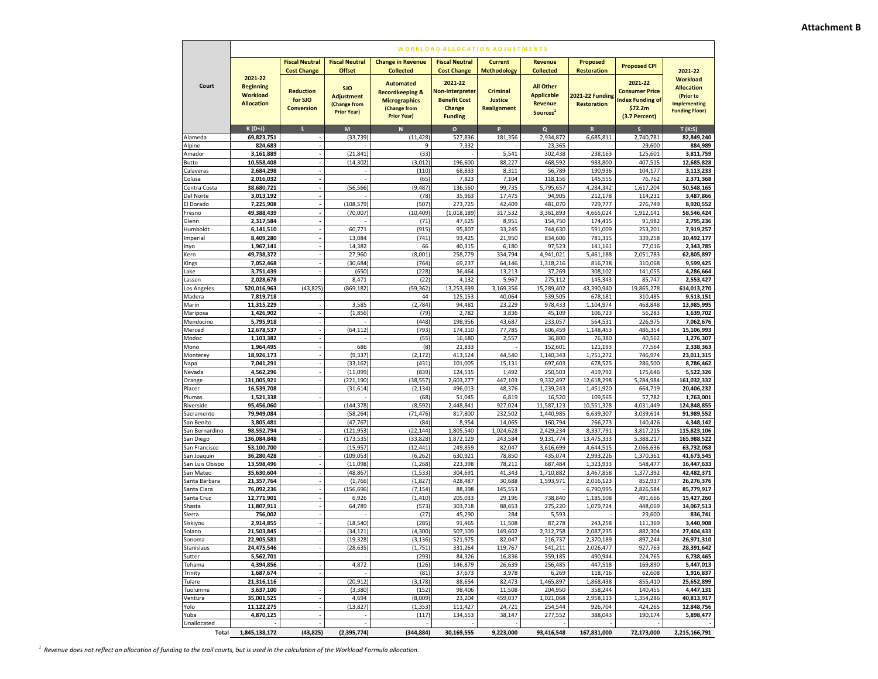**Attachment B**

| | WORKLOAD ALLOCATION ADJUSTMENTS | | | | | | | | | |
|---|---|---|---|---|---|---|---|---|---|---|
| | | Fiscal Neutral Cost Change | Fiscal Neutral Offset | Change in Revenue Collected | Fiscal Neutral Cost Change | Current Methodology | Revenue Collected | Proposed Restoration | Proposed CPI | |
| Court | 2021-22 Beginning Workload Allocation | Reduction for SJO Conversion | SJO Adjustment (Change from Prior Year) | Automated Recordkeeping & Micrographics (Change from Prior Year) | 2021-22 Non-Interpreter Benefit Cost Change Funding | Criminal Justice Realignment | All Other Applicable Revenue Sources[1] | 2021-22 Funding Restoration | 2021-22 Consumer Price Index Funding of $72.2m (3.7 Percent) | 2021-22 Workload Allocation (Prior to Implementing Funding Floor) |
| | K (D+J) | L | M | N | O | P | Q | R | S | T (K:S) |
| Alameda | 69,823,751 | - | (33,739) | (11,428) | 527,836 | 181,356 | 2,934,872 | 6,685,811 | 2,740,781 | 82,849,240 |
| Alpine | 824,683 | - | - | 9 | 7,332 | - | 23,365 | - | 29,600 | 884,989 |
| Amador | 3,161,889 | - | (21,841) | (33) | - | 5,541 | 302,438 | 238,163 | 125,601 | 3,811,759 |
| Butte | 10,558,408 | - | (14,302) | (3,012) | 196,600 | 88,227 | 468,592 | 983,800 | 407,515 | 12,685,828 |
| Calaveras | 2,684,298 | - | - | (110) | 68,833 | 8,311 | 56,789 | 190,936 | 104,177 | 3,113,233 |
| Colusa | 2,016,032 | - | - | (65) | 7,823 | 7,104 | 118,156 | 145,555 | 76,762 | 2,371,368 |
| Contra Costa | 38,680,721 | - | (56,566) | (9,487) | 136,560 | 99,735 | 5,795,657 | 4,284,342 | 1,617,204 | 50,548,165 |
| Del Norte | 3,013,192 | - | - | (78) | 35,963 | 17,475 | 94,905 | 212,178 | 114,231 | 3,487,866 |
| El Dorado | 7,225,908 | - | (108,579) | (507) | 273,725 | 42,409 | 481,070 | 729,777 | 276,749 | 8,920,552 |
| Fresno | 49,388,439 | - | (70,007) | (10,409) | (1,018,189) | 317,532 | 3,361,893 | 4,665,024 | 1,912,141 | 58,546,424 |
| Glenn | 2,317,584 | - | - | (71) | 47,625 | 8,951 | 154,750 | 174,415 | 91,982 | 2,795,236 |
| Humboldt | 6,141,510 | - | 60,771 | (915) | 95,807 | 33,245 | 744,630 | 591,009 | 253,201 | 7,919,257 |
| Imperial | 8,409,280 | - | 13,084 | (741) | 93,425 | 21,950 | 834,606 | 781,315 | 339,258 | 10,492,177 |
| Inyo | 1,967,141 | - | 14,382 | 66 | 40,315 | 6,180 | 97,523 | 141,161 | 77,016 | 2,343,785 |
| Kern | 49,738,372 | - | 27,960 | (8,001) | 258,779 | 334,794 | 4,941,021 | 5,461,188 | 2,051,783 | 62,805,897 |
| Kings | 7,052,468 | - | (30,684) | (764) | 69,237 | 64,146 | 1,318,216 | 816,738 | 310,068 | 9,599,425 |
| Lake | 3,751,439 | - | (650) | (228) | 36,464 | 13,213 | 37,269 | 308,102 | 141,055 | 4,286,664 |
| Lassen | 2,028,678 | - | 8,471 | (22) | 4,132 | 5,967 | 275,112 | 145,343 | 85,747 | 2,553,427 |
| Los Angeles | 520,016,963 | (43,825) | (869,182) | (59,362) | 13,253,699 | 3,169,356 | 15,289,402 | 43,390,940 | 19,865,278 | 614,013,270 |
| Madera | 7,819,718 | - | - | 44 | 125,153 | 40,064 | 539,505 | 678,181 | 310,485 | 9,513,151 |
| Marin | 11,315,229 | - | 3,585 | (2,784) | 94,481 | 23,229 | 978,433 | 1,104,974 | 468,848 | 13,985,995 |
| Mariposa | 1,426,902 | - | (1,856) | (79) | 2,782 | 3,836 | 45,109 | 106,723 | 56,283 | 1,639,702 |
| Mendocino | 5,795,918 | - | - | (448) | 198,956 | 43,687 | 233,057 | 564,531 | 226,975 | 7,062,676 |
| Merced | 12,678,537 | - | (64,112) | (793) | 174,310 | 77,785 | 606,459 | 1,148,453 | 486,354 | 15,106,993 |
| Modoc | 1,103,382 | - | - | (55) | 16,680 | 2,557 | 36,800 | 76,380 | 40,562 | 1,276,307 |
| Mono | 1,964,495 | - | 686 | (8) | 21,833 | - | 152,601 | 121,193 | 77,564 | 2,338,363 |
| Monterey | 18,926,173 | - | (9,337) | (2,172) | 413,524 | 44,540 | 1,140,343 | 1,751,272 | 746,974 | 23,011,315 |
| Napa | 7,041,291 | - | (33,162) | (431) | 101,005 | 15,131 | 697,603 | 678,525 | 286,500 | 8,786,462 |
| Nevada | 4,562,296 | - | (11,099) | (839) | 124,535 | 1,492 | 250,503 | 419,792 | 175,646 | 5,522,326 |
| Orange | 131,005,921 | - | (221,190) | (38,557) | 2,603,277 | 447,103 | 9,332,497 | 12,618,298 | 5,284,984 | 161,032,332 |
| Placer | 16,539,708 | - | (31,614) | (2,134) | 496,013 | 48,376 | 1,239,243 | 1,451,920 | 664,719 | 20,406,232 |
| Plumas | 1,521,338 | - | - | (68) | 51,045 | 6,819 | 16,520 | 109,565 | 57,782 | 1,763,001 |
| Riverside | 95,456,060 | - | (144,378) | (8,592) | 2,448,841 | 927,024 | 11,587,123 | 10,551,328 | 4,031,449 | 124,848,855 |
| Sacramento | 79,949,084 | - | (58,264) | (71,476) | 817,800 | 232,502 | 1,440,985 | 6,639,307 | 3,039,614 | 91,989,552 |
| San Benito | 3,805,481 | - | (47,767) | (84) | 8,954 | 14,065 | 160,794 | 266,273 | 140,426 | 4,348,142 |
| San Bernardino | 98,552,794 | - | (121,953) | (22,144) | 1,805,540 | 1,024,628 | 2,429,234 | 8,337,791 | 3,817,215 | 115,823,106 |
| San Diego | 136,084,848 | - | (173,535) | (33,828) | 1,872,129 | 243,584 | 9,131,774 | 13,475,333 | 5,388,217 | 165,988,522 |
| San Francisco | 53,100,700 | - | (15,957) | (12,441) | 249,859 | 82,047 | 3,616,699 | 4,644,515 | 2,066,636 | 63,732,058 |
| San Joaquin | 36,280,428 | - | (109,053) | (6,262) | 630,921 | 78,850 | 435,074 | 2,993,226 | 1,370,361 | 41,673,545 |
| San Luis Obispo | 13,598,496 | - | (11,098) | (1,268) | 223,398 | 78,211 | 687,484 | 1,323,933 | 548,477 | 16,447,633 |
| San Mateo | 35,630,604 | - | (48,867) | (1,533) | 304,691 | 41,343 | 1,710,882 | 3,467,858 | 1,377,392 | 42,482,371 |
| Santa Barbara | 21,357,764 | - | (1,766) | (1,827) | 428,487 | 30,688 | 1,593,971 | 2,016,123 | 852,937 | 26,276,376 |
| Santa Clara | 76,092,236 | - | (156,696) | (7,154) | 88,398 | 145,553 | - | 6,790,995 | 2,826,584 | 85,779,917 |
| Santa Cruz | 12,771,901 | - | 6,926 | (1,410) | 205,033 | 29,196 | 738,840 | 1,185,108 | 491,666 | 15,427,260 |
| Shasta | 11,807,911 | - | 64,789 | (573) | 303,718 | 88,653 | 275,220 | 1,079,724 | 448,069 | 14,067,513 |
| Sierra | 756,002 | - | - | (27) | 45,290 | 284 | 5,593 | - | 29,600 | 836,741 |
| Siskiyou | 2,914,855 | - | (18,540) | (285) | 91,465 | 11,508 | 87,278 | 243,258 | 111,369 | 3,440,908 |
| Solano | 21,503,845 | - | (34,121) | (4,300) | 507,109 | 149,602 | 2,312,758 | 2,087,235 | 882,304 | 27,404,433 |
| Sonoma | 22,905,581 | - | (19,328) | (3,136) | 521,975 | 82,047 | 216,737 | 2,370,189 | 897,244 | 26,971,310 |
| Stanislaus | 24,475,546 | - | (28,635) | (1,751) | 331,264 | 119,767 | 541,211 | 2,026,477 | 927,763 | 28,391,642 |
| Sutter | 5,562,701 | - | - | (293) | 84,326 | 16,836 | 359,185 | 490,944 | 224,765 | 6,738,465 |
| Tehama | 4,394,856 | - | 4,872 | (126) | 146,879 | 26,639 | 256,485 | 447,518 | 169,890 | 5,447,013 |
| Trinity | 1,687,674 | - | - | (81) | 37,673 | 3,978 | 6,269 | 118,716 | 62,608 | 1,916,837 |
| Tulare | 21,316,116 | - | (20,912) | (3,178) | 88,654 | 82,473 | 1,465,897 | 1,868,438 | 855,410 | 25,652,899 |
| Tuolumne | 3,637,100 | - | (3,380) | (152) | 98,406 | 11,508 | 204,950 | 358,244 | 140,455 | 4,447,131 |
| Ventura | 35,001,525 | - | 4,694 | (8,009) | 23,204 | 459,037 | 1,021,068 | 2,958,113 | 1,354,286 | 40,813,917 |
| Yolo | 11,122,275 | - | (13,827) | (1,353) | 111,427 | 24,721 | 254,544 | 926,704 | 424,265 | 12,848,756 |
| Yuba | 4,870,125 | - | - | (117) | 134,553 | 38,147 | 277,552 | 388,043 | 190,174 | 5,898,477 |
| Unallocated | - | - | - | - | - | - | - | - | - | - |
| Total | 1,845,138,172 | (43,825) | (2,395,774) | (344,884) | 30,169,555 | 9,223,000 | 93,416,548 | 167,831,000 | 72,173,000 | 2,215,166,791 |

[1] *Revenue does not reflect an allocation of funding to the trail courts, but is used in the calculation of the Workload Formula allocation.*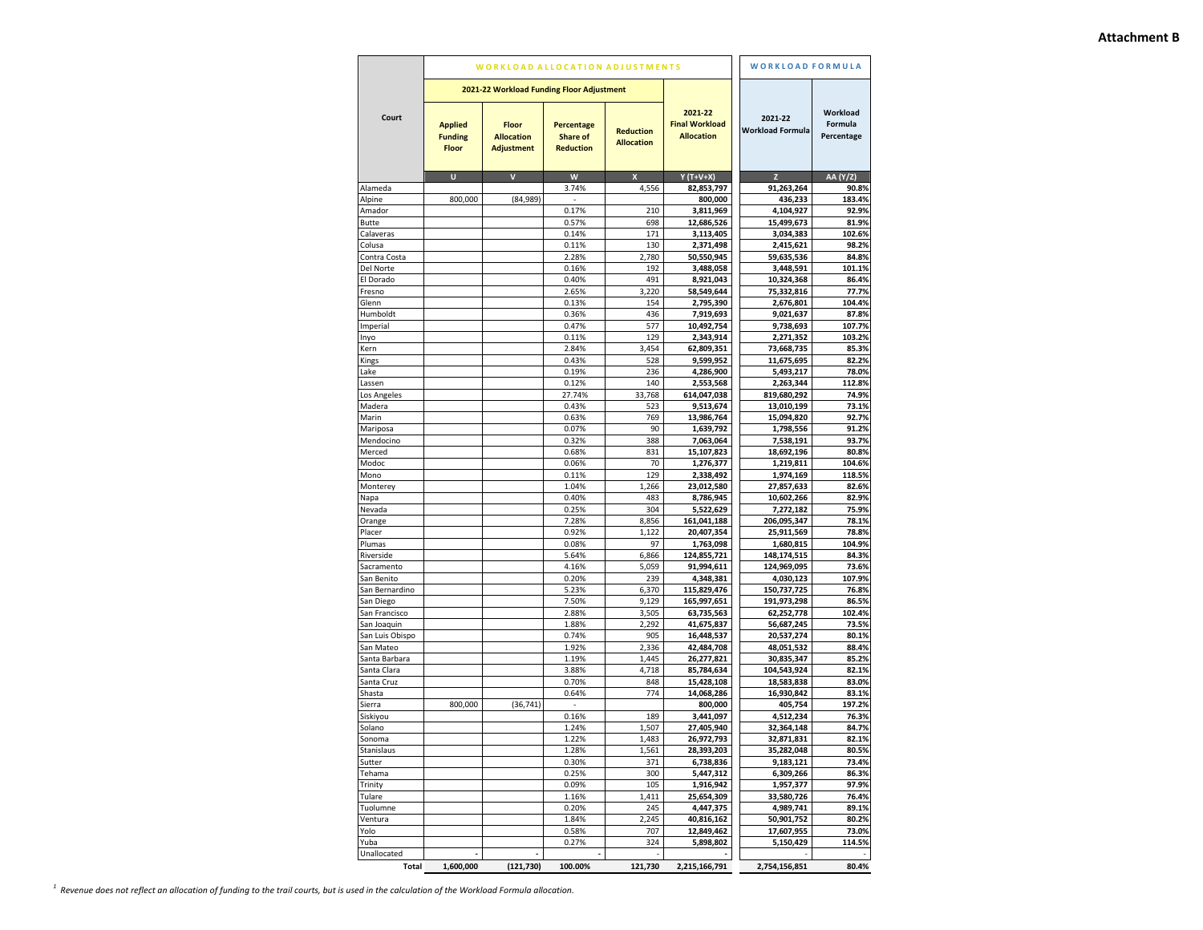# Attachment B

| Court | WORKLOAD ALLOCATION ADJUSTMENTS | | | | | WORKLOAD FORMULA | |
|---|---|---|---|---|---|---|---|
| | 2021-22 Workload Funding Floor Adjustment | | | | 2021-22 Final Workload Allocation | 2021-22 Workload Formula | Workload Formula Percentage |
| | Applied Funding Floor | Floor Allocation Adjustment | Percentage Share of Reduction | Reduction Allocation | | | |
| | U | V | W | X | Y (T+V+X) | Z | AA (Y/Z) |
| Alameda | | | 3.74% | 4,556 | 82,853,797 | 91,263,264 | 90.8% |
| Alpine | 800,000 | (84,989) | - | | 800,000 | 436,233 | 183.4% |
| Amador | | | 0.17% | 210 | 3,811,969 | 4,104,927 | 92.9% |
| Butte | | | 0.57% | 698 | 12,686,526 | 15,499,673 | 81.9% |
| Calaveras | | | 0.14% | 171 | 3,113,405 | 3,034,383 | 102.6% |
| Colusa | | | 0.11% | 130 | 2,371,498 | 2,415,621 | 98.2% |
| Contra Costa | | | 2.28% | 2,780 | 50,550,945 | 59,635,536 | 84.8% |
| Del Norte | | | 0.16% | 192 | 3,488,058 | 3,448,591 | 101.1% |
| El Dorado | | | 0.40% | 491 | 8,921,043 | 10,324,368 | 86.4% |
| Fresno | | | 2.65% | 3,220 | 58,549,644 | 75,332,816 | 77.7% |
| Glenn | | | 0.13% | 154 | 2,795,390 | 2,676,801 | 104.4% |
| Humboldt | | | 0.36% | 436 | 7,919,693 | 9,021,637 | 87.8% |
| Imperial | | | 0.47% | 577 | 10,492,754 | 9,738,693 | 107.7% |
| Inyo | | | 0.11% | 129 | 2,343,914 | 2,271,352 | 103.2% |
| Kern | | | 2.84% | 3,454 | 62,809,351 | 73,668,735 | 85.3% |
| Kings | | | 0.43% | 528 | 9,599,952 | 11,675,695 | 82.2% |
| Lake | | | 0.19% | 236 | 4,286,900 | 5,493,217 | 78.0% |
| Lassen | | | 0.12% | 140 | 2,553,568 | 2,263,344 | 112.8% |
| Los Angeles | | | 27.74% | 33,768 | 614,047,038 | 819,680,292 | 74.9% |
| Madera | | | 0.43% | 523 | 9,513,674 | 13,010,199 | 73.1% |
| Marin | | | 0.63% | 769 | 13,986,764 | 15,094,820 | 92.7% |
| Mariposa | | | 0.07% | 90 | 1,639,792 | 1,798,556 | 91.2% |
| Mendocino | | | 0.32% | 388 | 7,063,064 | 7,538,191 | 93.7% |
| Merced | | | 0.68% | 831 | 15,107,823 | 18,692,196 | 80.8% |
| Modoc | | | 0.06% | 70 | 1,276,377 | 1,219,811 | 104.6% |
| Mono | | | 0.11% | 129 | 2,338,492 | 1,974,169 | 118.5% |
| Monterey | | | 1.04% | 1,266 | 23,012,580 | 27,857,633 | 82.6% |
| Napa | | | 0.40% | 483 | 8,786,945 | 10,602,266 | 82.9% |
| Nevada | | | 0.25% | 304 | 5,522,629 | 7,272,182 | 75.9% |
| Orange | | | 7.28% | 8,856 | 161,041,188 | 206,095,347 | 78.1% |
| Placer | | | 0.92% | 1,122 | 20,407,354 | 25,911,569 | 78.8% |
| Plumas | | | 0.08% | 97 | 1,763,098 | 1,680,815 | 104.9% |
| Riverside | | | 5.64% | 6,866 | 124,855,721 | 148,174,515 | 84.3% |
| Sacramento | | | 4.16% | 5,059 | 91,994,611 | 124,969,095 | 73.6% |
| San Benito | | | 0.20% | 239 | 4,348,381 | 4,030,123 | 107.9% |
| San Bernardino | | | 5.23% | 6,370 | 115,829,476 | 150,737,725 | 76.8% |
| San Diego | | | 7.50% | 9,129 | 165,997,651 | 191,973,298 | 86.5% |
| San Francisco | | | 2.88% | 3,505 | 63,735,563 | 62,252,778 | 102.4% |
| San Joaquin | | | 1.88% | 2,292 | 41,675,837 | 56,687,245 | 73.5% |
| San Luis Obispo | | | 0.74% | 905 | 16,448,537 | 20,537,274 | 80.1% |
| San Mateo | | | 1.92% | 2,336 | 42,484,708 | 48,051,532 | 88.4% |
| Santa Barbara | | | 1.19% | 1,445 | 26,277,821 | 30,835,347 | 85.2% |
| Santa Clara | | | 3.88% | 4,718 | 85,784,634 | 104,543,924 | 82.1% |
| Santa Cruz | | | 0.70% | 848 | 15,428,108 | 18,583,838 | 83.0% |
| Shasta | | | 0.64% | 774 | 14,068,286 | 16,930,842 | 83.1% |
| Sierra | 800,000 | (36,741) | - | | 800,000 | 405,754 | 197.2% |
| Siskiyou | | | 0.16% | 189 | 3,441,097 | 4,512,234 | 76.3% |
| Solano | | | 1.24% | 1,507 | 27,405,940 | 32,364,148 | 84.7% |
| Sonoma | | | 1.22% | 1,483 | 26,972,793 | 32,871,831 | 82.1% |
| Stanislaus | | | 1.28% | 1,561 | 28,393,203 | 35,282,048 | 80.5% |
| Sutter | | | 0.30% | 371 | 6,738,836 | 9,183,121 | 73.4% |
| Tehama | | | 0.25% | 300 | 5,447,312 | 6,309,266 | 86.3% |
| Trinity | | | 0.09% | 105 | 1,916,942 | 1,957,377 | 97.9% |
| Tulare | | | 1.16% | 1,411 | 25,654,309 | 33,580,726 | 76.4% |
| Tuolumne | | | 0.20% | 245 | 4,447,375 | 4,989,741 | 89.1% |
| Ventura | | | 1.84% | 2,245 | 40,816,162 | 50,901,752 | 80.2% |
| Yolo | | | 0.58% | 707 | 12,849,462 | 17,607,955 | 73.0% |
| Yuba | | | 0.27% | 324 | 5,898,802 | 5,150,429 | 114.5% |
| Unallocated | - | - | - | - | - | - | - |
| **Total** | **1,600,000** | **(121,730)** | **100.00%** | **121,730** | **2,215,166,791** | **2,754,156,851** | **80.4%** |

[1] *Revenue does not reflect an allocation of funding to the trail courts, but is used in the calculation of the Workload Formula allocation.*